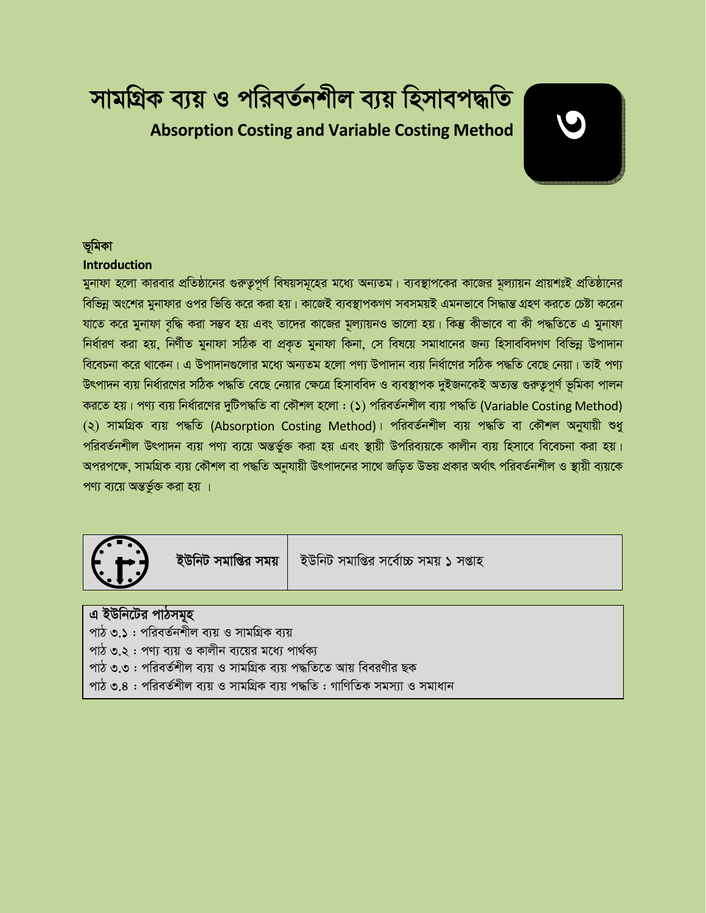# সামগ্রিক ব্যয় ও পরিবর্তনশীল ব্যয় হিসাবপদ্ধতি

## Absorption Costing and Variable Costing Method

৩

### ভূমিকা

### Introduction

মুনাফা হলো কারবার প্রতিষ্ঠানের গুরুত্বপূর্ণ বিষয়সমূহের মধ্যে অন্যতম। ব্যবস্থাপকের কাজের মূল্যায়ন প্রায়শঃই প্রতিষ্ঠানের বিভিন্ন অংশের মুনাফার ওপর ভিত্তি করে করা হয়। কাজেই ব্যবস্থাপকগণ সবসময়ই এমনভাবে সিদ্ধান্ত গ্রহণ করতে চেষ্টা করেন যাতে করে মুনাফা বৃদ্ধি করা সম্ভব হয় এবং তাদের কাজের মূল্যায়নও ভালো হয়। কিন্তু কীভাবে বা কী পদ্ধতিতে এ মুনাফা নির্ধারণ করা হয়, নির্ণীত মুনাফা সঠিক বা প্রকৃত মুনাফা কিনা, সে বিষয়ে সমাধানের জন্য হিসাববিদগণ বিভিন্ন উপাদান বিবেচনা করে থাকেন। এ উপাদানগুলোর মধ্যে অন্যতম হলো পণ্য উপাদান ব্যয় নির্ধাণের সঠিক পদ্ধতি বেছে নেয়া। তাই পণ্য উৎপাদন ব্যয় নির্ধারণের সঠিক পদ্ধতি বেছে নেয়ার ক্ষেত্রে হিসাববিদ ও ব্যবস্থাপক দুইজনকেই অত্যন্ত গুরুত্বপূর্ণ ভূমিকা পালন করতে হয়। পণ্য ব্যয় নির্ধারণের দুটিপদ্ধতি বা কৌশল হলো : (১) পরিবর্তনশীল ব্যয় পদ্ধতি (Variable Costing Method) (২) সামগ্রিক ব্যয় পদ্ধতি (Absorption Costing Method)। পরিবর্তনশীল ব্যয় পদ্ধতি বা কৌশল অনুযায়ী শুধু পরিবর্তনশীল উৎপাদন ব্যয় পণ্য ব্যয়ে অন্তর্ভুক্ত করা হয় এবং স্থায়ী উপরিব্যয়কে কালীন ব্যয় হিসাবে বিবেচনা করা হয়। অপরপক্ষে, সামগ্রিক ব্যয় কৌশল বা পদ্ধতি অনুযায়ী উৎপাদনের সাথে জড়িত উভয় প্রকার অর্থাৎ পরিবর্তনশীল ও স্থায়ী ব্যয়কে পণ্য ব্যয়ে অন্তর্ভুক্ত করা হয়।

| **ইউনিট সমাপ্তির সময়** | ইউনিট সমাপ্তির সর্বোচ্চ সময় ১ সপ্তাহ |
|---|---|

**এ ইউনিটের পাঠসমূহ**

পাঠ ৩.১ : পরিবর্তনশীল ব্যয় ও সামগ্রিক ব্যয়
পাঠ ৩.২ : পণ্য ব্যয় ও কালীন ব্যয়ের মধ্যে পার্থক্য
পাঠ ৩.৩ : পরিবর্তশীল ব্যয় ও সামগ্রিক ব্যয় পদ্ধতিতে আয় বিবরণীর ছক
পাঠ ৩.৪ : পরিবর্তশীল ব্যয় ও সামগ্রিক ব্যয় পদ্ধতি : গাণিতিক সমস্যা ও সমাধান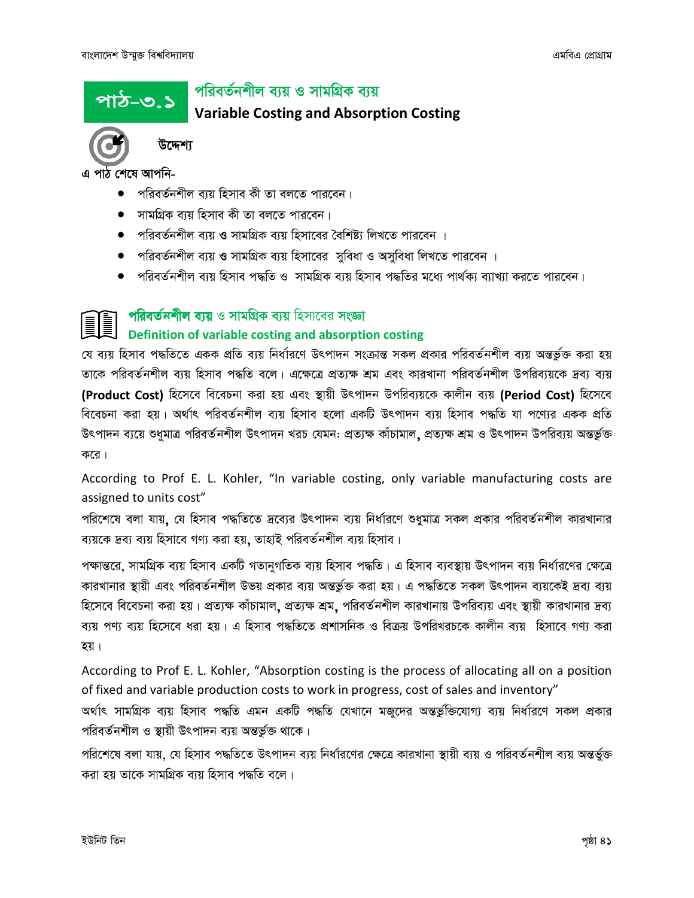## পাঠ-৩.১ পরিবর্তনশীল ব্যয় ও সামগ্রিক ব্যয়

## Variable Costing and Absorption Costing

### উদ্দেশ্য

এ পাঠ শেষে আপনি-

- পরিবর্তনশীল ব্যয় হিসাব কী তা বলতে পারবেন।
- সামগ্রিক ব্যয় হিসাব কী তা বলতে পারবেন।
- পরিবর্তনশীল ব্যয় ও সামগ্রিক ব্যয় হিসাবের বৈশিষ্ট্য লিখতে পারবেন ।
- পরিবর্তনশীল ব্যয় ও সামগ্রিক ব্যয় হিসাবের সুবিধা ও অসুবিধা লিখতে পারবেন ।
- পরিবর্তনশীল ব্যয় হিসাব পদ্ধতি ও সামগ্রিক ব্যয় হিসাব পদ্ধতির মধ্যে পার্থক্য ব্যাখ্যা করতে পারবেন।

### পরিবর্তনশীল ব্যয় ও সামগ্রিক ব্যয় হিসাবের সংজ্ঞা
### Definition of variable costing and absorption costing

যে ব্যয় হিসাব পদ্ধতিতে একক প্রতি ব্যয় নির্ধারণে উৎপাদন সংক্রান্ত সকল প্রকার পরিবর্তনশীল ব্যয় অন্তর্ভুক্ত করা হয় তাকে পরিবর্তনশীল ব্যয় হিসাব পদ্ধতি বলে। এক্ষেত্রে প্রত্যক্ষ শ্রম এবং কারখানা পরিবর্তনশীল উপরিব্যয়কে দ্রব্য ব্যয় **(Product Cost)** হিসেবে বিবেচনা করা হয় এবং স্থায়ী উৎপাদন উপরিব্যয়কে কালীন ব্যয় **(Period Cost)** হিসেবে বিবেচনা করা হয়। অর্থাৎ পরিবর্তনশীল ব্যয় হিসাব হলো একটি উৎপাদন ব্যয় হিসাব পদ্ধতি যা পণ্যের একক প্রতি উৎপাদন ব্যয়ে শুধুমাত্র পরিবর্তনশীল উৎপাদন খরচ যেমন: প্রত্যক্ষ কাঁচামাল, প্রত্যক্ষ শ্রম ও উৎপাদন উপরিব্যয় অন্তর্ভুক্ত করে।

According to Prof E. L. Kohler, "In variable costing, only variable manufacturing costs are assigned to units cost"

পরিশেষে বলা যায়, যে হিসাব পদ্ধতিতে দ্রব্যের উৎপাদন ব্যয় নির্ধারণে শুধুমাত্র সকল প্রকার পরিবর্তনশীল কারখানার ব্যয়কে দ্রব্য ব্যয় হিসাবে গণ্য করা হয়, তাহাই পরিবর্তনশীল ব্যয় হিসাব।

পক্ষান্তরে, সামগ্রিক ব্যয় হিসাব একটি গতানুগতিক ব্যয় হিসাব পদ্ধতি। এ হিসাব ব্যবস্থায় উৎপাদন ব্যয় নির্ধারণের ক্ষেত্রে কারখানার স্থায়ী এবং পরিবর্তনশীল উভয় প্রকার ব্যয় অন্তর্ভুক্ত করা হয়। এ পদ্ধতিতে সকল উৎপাদন ব্যয়কেই দ্রব্য ব্যয় হিসেবে বিবেচনা করা হয়। প্রত্যক্ষ কাঁচামাল, প্রত্যক্ষ শ্রম, পরিবর্তনশীল কারখানায় উপরিব্যয় এবং স্থায়ী কারখানার দ্রব্য ব্যয় পণ্য ব্যয় হিসেবে ধরা হয়। এ হিসাব পদ্ধতিতে প্রশাসনিক ও বিক্রয় উপরিখরচকে কালীন ব্যয় হিসাবে গণ্য করা হয়।

According to Prof E. L. Kohler, "Absorption costing is the process of allocating all on a position of fixed and variable production costs to work in progress, cost of sales and inventory"

অর্থাৎ সামগ্রিক ব্যয় হিসাব পদ্ধতি এমন একটি পদ্ধতি যেখানে মজুদের অন্তর্ভুক্তিযোগ্য ব্যয় নির্ধারণে সকল প্রকার পরিবর্তনশীল ও স্থায়ী উৎপাদন ব্যয় অন্তর্ভুক্ত থাকে।

পরিশেষে বলা যায়, যে হিসাব পদ্ধতিতে উৎপাদন ব্যয় নির্ধারণের ক্ষেত্রে কারখানা স্থায়ী ব্যয় ও পরিবর্তনশীল ব্যয় অন্তর্ভুক্ত করা হয় তাকে সামগ্রিক ব্যয় হিসাব পদ্ধতি বলে।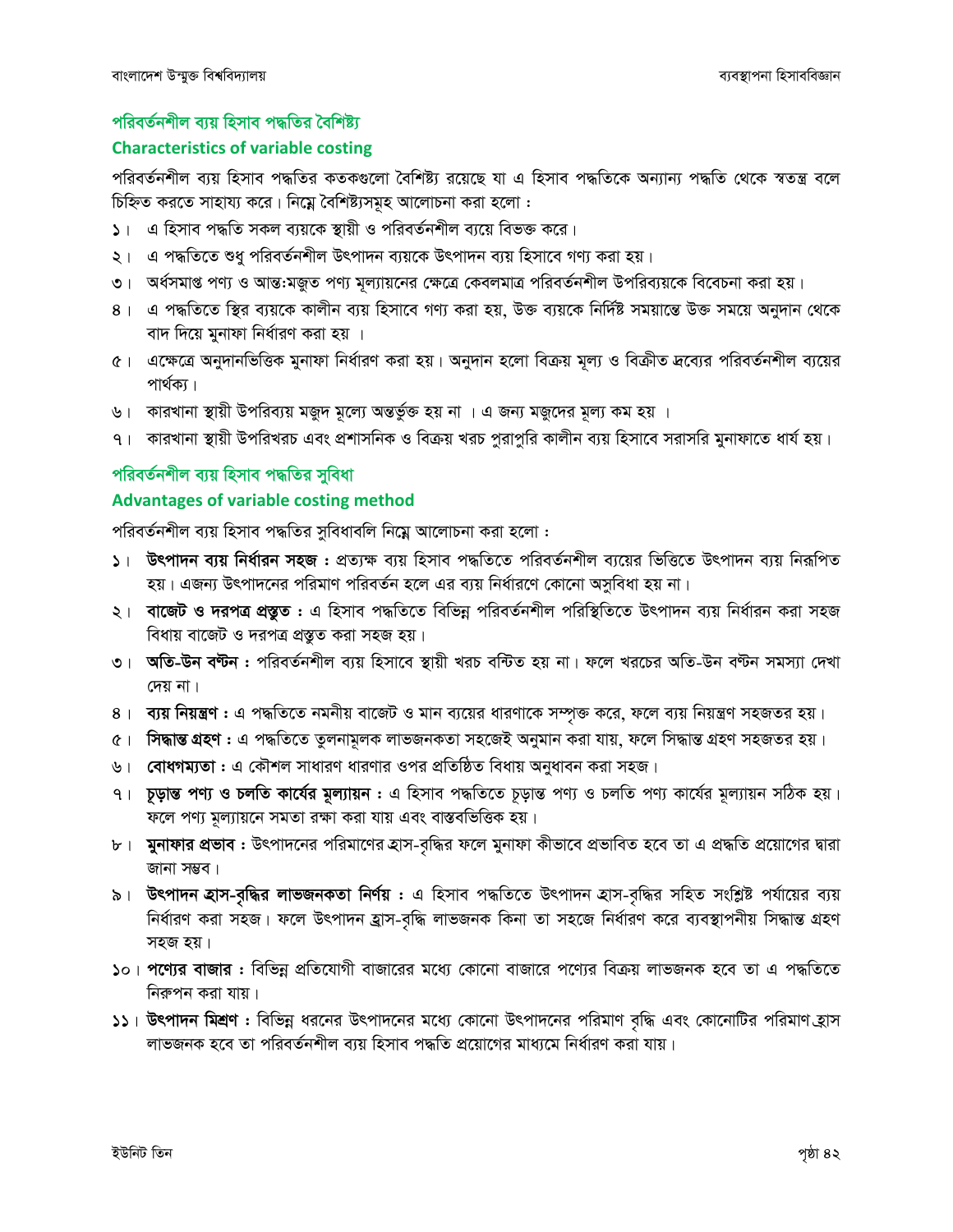## পরিবর্তনশীল ব্যয় হিসাব পদ্ধতির বৈশিষ্ট্য

## Characteristics of variable costing

পরিবর্তনশীল ব্যয় হিসাব পদ্ধতির কতকগুলো বৈশিষ্ট্য রয়েছে যা এ হিসাব পদ্ধতিকে অন্যান্য পদ্ধতি থেকে স্বতন্ত্র বলে চিহ্নিত করতে সাহায্য করে। নিম্নে বৈশিষ্ট্যসমূহ আলোচনা করা হলো :

১। এ হিসাব পদ্ধতি সকল ব্যয়কে স্থায়ী ও পরিবর্তনশীল ব্যয়ে বিভক্ত করে।

২। এ পদ্ধতিতে শুধু পরিবর্তনশীল উৎপাদন ব্যয়কে উৎপাদন ব্যয় হিসাবে গণ্য করা হয়।

৩। অর্ধসমাপ্ত পণ্য ও আন্ত:মজুত পণ্য মূল্যায়নের ক্ষেত্রে কেবলমাত্র পরিবর্তনশীল উপরিব্যয়কে বিবেচনা করা হয়।

৪। এ পদ্ধতিতে স্থির ব্যয়কে কালীন ব্যয় হিসাবে গণ্য করা হয়, উক্ত ব্যয়কে নির্দিষ্ট সময়ান্তে উক্ত সময়ে অনুদান থেকে বাদ দিয়ে মুনাফা নির্ধারণ করা হয় ।

৫। এক্ষেত্রে অনুদানভিত্তিক মুনাফা নির্ধারণ করা হয়। অনুদান হলো বিক্রয় মূল্য ও বিক্রীত দ্রব্যের পরিবর্তনশীল ব্যয়ের পার্থক্য।

৬। কারখানা স্থায়ী উপরিব্যয় মজুদ মূল্যে অন্তর্ভুক্ত হয় না । এ জন্য মজুদের মূল্য কম হয় ।

৭। কারখানা স্থায়ী উপরিখরচ এবং প্রশাসনিক ও বিক্রয় খরচ পুরাপুরি কালীন ব্যয় হিসাবে সরাসরি মুনাফাতে ধার্য হয়।

## পরিবর্তনশীল ব্যয় হিসাব পদ্ধতির সুবিধা

## Advantages of variable costing method

পরিবর্তনশীল ব্যয় হিসাব পদ্ধতির সুবিধাবলি নিম্নে আলোচনা করা হলো :

১। **উৎপাদন ব্যয় নির্ধারন সহজ :** প্রত্যক্ষ ব্যয় হিসাব পদ্ধতিতে পরিবর্তনশীল ব্যয়ের ভিত্তিতে উৎপাদন ব্যয় নিরূপিত হয়। এজন্য উৎপাদনের পরিমাণ পরিবর্তন হলে এর ব্যয় নির্ধারণে কোনো অসুবিধা হয় না।

২। **বাজেট ও দরপত্র প্রস্তুত :** এ হিসাব পদ্ধতিতে বিভিন্ন পরিবর্তনশীল পরিস্থিতিতে উৎপাদন ব্যয় নির্ধারন করা সহজ বিধায় বাজেট ও দরপত্র প্রস্তুত করা সহজ হয়।

৩। **অতি-উন বণ্টন :** পরিবর্তনশীল ব্যয় হিসাবে স্থায়ী খরচ বন্টিত হয় না। ফলে খরচের অতি-উন বণ্টন সমস্যা দেখা দেয় না।

৪। **ব্যয় নিয়ন্ত্রণ :** এ পদ্ধতিতে নমনীয় বাজেট ও মান ব্যয়ের ধারণাকে সম্পৃক্ত করে, ফলে ব্যয় নিয়ন্ত্রণ সহজতর হয়।

৫। **সিদ্ধান্ত গ্রহণ :** এ পদ্ধতিতে তুলনামূলক লাভজনকতা সহজেই অনুমান করা যায়, ফলে সিদ্ধান্ত গ্রহণ সহজতর হয়।

৬। **বোধগম্যতা :** এ কৌশল সাধারণ ধারণার ওপর প্রতিষ্ঠিত বিধায় অনুধাবন করা সহজ।

৭। **চূড়ান্ত পণ্য ও চলতি কার্যের মূল্যায়ন :** এ হিসাব পদ্ধতিতে চূড়ান্ত পণ্য ও চলতি পণ্য কার্যের মূল্যায়ন সঠিক হয়। ফলে পণ্য মূল্যায়নে সমতা রক্ষা করা যায় এবং বাস্তবভিত্তিক হয়।

৮। **মুনাফার প্রভাব :** উৎপাদনের পরিমাণের হ্রাস-বৃদ্ধির ফলে মুনাফা কীভাবে প্রভাবিত হবে তা এ প্রদ্ধতি প্রয়োগের দ্বারা জানা সম্ভব।

৯। **উৎপাদন হ্রাস-বৃদ্ধির লাভজনকতা নির্ণয় :** এ হিসাব পদ্ধতিতে উৎপাদন হ্রাস-বৃদ্ধির সহিত সংশ্লিষ্ট পর্যায়ের ব্যয় নির্ধারণ করা সহজ। ফলে উৎপাদন হ্রাস-বৃদ্ধি লাভজনক কিনা তা সহজে নির্ধারণ করে ব্যবস্থাপনীয় সিদ্ধান্ত গ্রহণ সহজ হয়।

১০। **পণ্যের বাজার :** বিভিন্ন প্রতিযোগী বাজারের মধ্যে কোনো বাজারে পণ্যের বিক্রয় লাভজনক হবে তা এ পদ্ধতিতে নিরুপন করা যায়।

১১। **উৎপাদন মিশ্রণ :** বিভিন্ন ধরনের উৎপাদনের মধ্যে কোনো উৎপাদনের পরিমাণ বৃদ্ধি এবং কোনোটির পরিমাণ হ্রাস লাভজনক হবে তা পরিবর্তনশীল ব্যয় হিসাব পদ্ধতি প্রয়োগের মাধ্যমে নির্ধারণ করা যায়।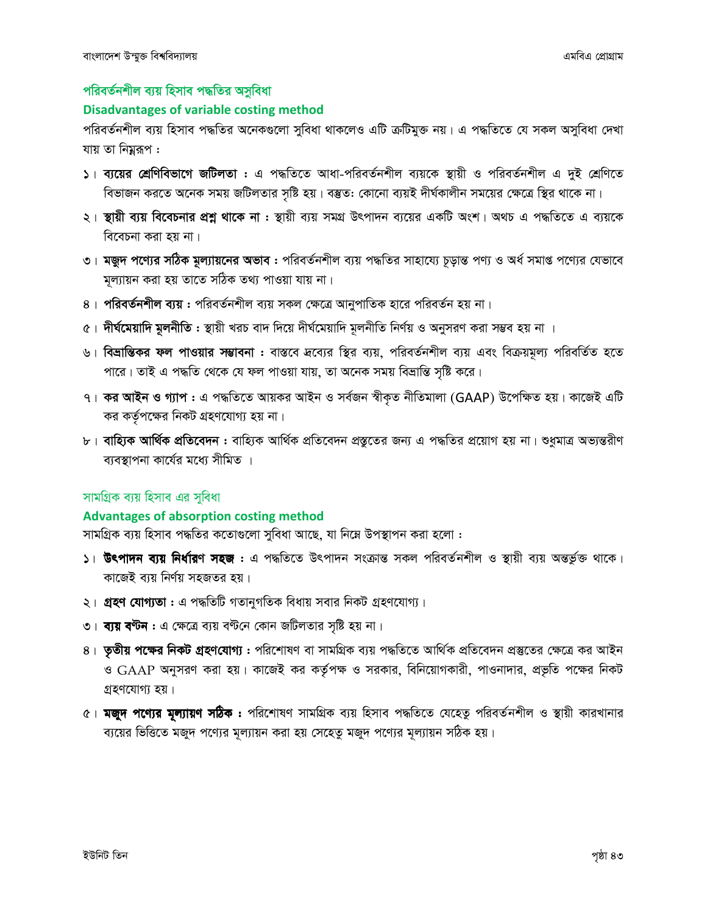## পরিবর্তনশীল ব্যয় হিসাব পদ্ধতির অসুবিধা

### Disadvantages of variable costing method

পরিবর্তনশীল ব্যয় হিসাব পদ্ধতির অনেকগুলো সুবিধা থাকলেও এটি ত্রুটিমুক্ত নয়। এ পদ্ধতিতে যে সকল অসুবিধা দেখা যায় তা নিম্নরূপ :

১। **ব্যয়ের শ্রেণিবিভাগে জটিলতা :** এ পদ্ধতিতে আধা-পরিবর্তনশীল ব্যয়কে স্থায়ী ও পরিবর্তনশীল এ দুই শ্রেণিতে বিভাজন করতে অনেক সময় জটিলতার সৃষ্টি হয়। বস্তুত: কোনো ব্যয়ই দীর্ঘকালীন সময়ের ক্ষেত্রে স্থির থাকে না।

২। **স্থায়ী ব্যয় বিবেচনার প্রশ্ন থাকে না :** স্থায়ী ব্যয় সমগ্র উৎপাদন ব্যয়ের একটি অংশ। অথচ এ পদ্ধতিতে এ ব্যয়কে বিবেচনা করা হয় না।

৩। **মজুদ পণ্যের সঠিক মূল্যায়নের অভাব :** পরিবর্তনশীল ব্যয় পদ্ধতির সাহায্যে চূড়ান্ত পণ্য ও অর্ধ সমাপ্ত পণ্যের যেভাবে মূল্যায়ন করা হয় তাতে সঠিক তথ্য পাওয়া যায় না।

৪। **পরিবর্তনশীল ব্যয় :** পরিবর্তনশীল ব্যয় সকল ক্ষেত্রে আনুপাতিক হারে পরিবর্তন হয় না।

৫। **দীর্ঘমেয়াদি মূলনীতি :** স্থায়ী খরচ বাদ দিয়ে দীর্ঘমেয়াদি মূলনীতি নির্ণয় ও অনুসরণ করা সম্ভব হয় না ।

৬। **বিভ্রান্তিকর ফল পাওয়ার সম্ভাবনা :** বাস্তবে দ্রব্যের স্থির ব্যয়, পরিবর্তনশীল ব্যয় এবং বিক্রয়মূল্য পরিবর্তিত হতে পারে। তাই এ পদ্ধতি থেকে যে ফল পাওয়া যায়, তা অনেক সময় বিভ্রান্তি সৃষ্টি করে।

৭। **কর আইন ও গ্যাপ :** এ পদ্ধতিতে আয়কর আইন ও সর্বজন স্বীকৃত নীতিমালা (GAAP) উপেক্ষিত হয়। কাজেই এটি কর কর্তৃপক্ষের নিকট গ্রহণযোগ্য হয় না।

৮। **বাহ্যিক আর্থিক প্রতিবেদন :** বাহ্যিক আর্থিক প্রতিবেদন প্রস্তুতের জন্য এ পদ্ধতির প্রয়োগ হয় না। শুধুমাত্র অভ্যন্তরীণ ব্যবস্থাপনা কার্যের মধ্যে সীমিত ।

## সামগ্রিক ব্যয় হিসাব এর সুবিধা

### Advantages of absorption costing method

সামগ্রিক ব্যয় হিসাব পদ্ধতির কতোগুলো সুবিধা আছে, যা নিম্নে উপস্থাপন করা হলো :

১। **উৎপাদন ব্যয় নির্ধারণ সহজ :** এ পদ্ধতিতে উৎপাদন সংক্রান্ত সকল পরিবর্তনশীল ও স্থায়ী ব্যয় অন্তর্ভুক্ত থাকে। কাজেই ব্যয় নির্ণয় সহজতর হয়।

২। **গ্রহণ যোগ্যতা :** এ পদ্ধতিটি গতানুগতিক বিধায় সবার নিকট গ্রহণযোগ্য।

৩। **ব্যয় বন্টন :** এ ক্ষেত্রে ব্যয় বণ্টনে কোন জটিলতার সৃষ্টি হয় না।

৪। **তৃতীয় পক্ষের নিকট গ্রহণযোগ্য :** পরিশোষণ বা সামগ্রিক ব্যয় পদ্ধতিতে আর্থিক প্রতিবেদন প্রস্তুতের ক্ষেত্রে কর আইন ও GAAP অনুসরণ করা হয়। কাজেই কর কর্তৃপক্ষ ও সরকার, বিনিয়োগকারী, পাওনাদার, প্রভৃতি পক্ষের নিকট গ্রহণযোগ্য হয়।

৫। **মজুদ পণ্যের মূল্যায়ণ সঠিক :** পরিশোষণ সামগ্রিক ব্যয় হিসাব পদ্ধতিতে যেহেতু পরিবর্তনশীল ও স্থায়ী কারখানার ব্যয়ের ভিত্তিতে মজুদ পণ্যের মূল্যায়ন করা হয় সেহেতু মজুদ পণ্যের মূল্যায়ন সঠিক হয়।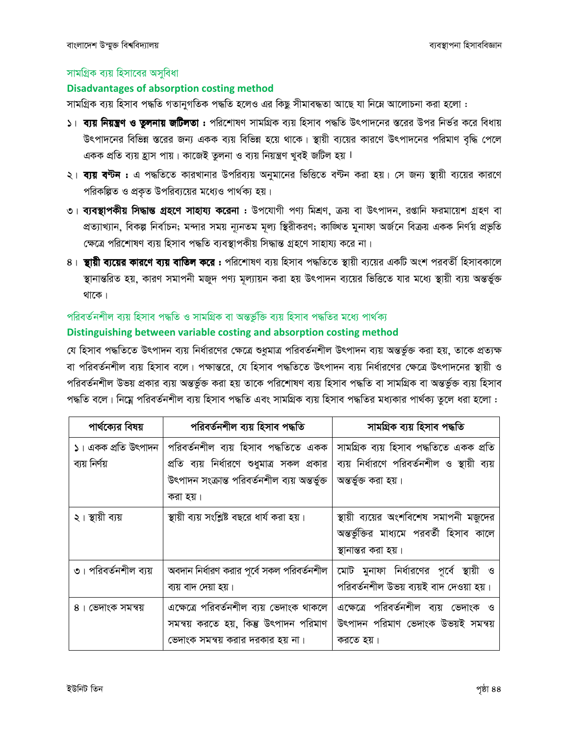## সামগ্রিক ব্যয় হিসাবের অসুবিধা

### Disadvantages of absorption costing method

সামগ্রিক ব্যয় হিসাব পদ্ধতি গতানুগতিক পদ্ধতি হলেও এর কিছু সীমাবদ্ধতা আছে যা নিম্নে আলোচনা করা হলো :

১। **ব্যয় নিয়ন্ত্রণ ও তুলনায় জটিলতা :** পরিশোষণ সামগ্রিক ব্যয় হিসাব পদ্ধতি উৎপাদনের স্তরের উপর নির্ভর করে বিধায় উৎপাদনের বিভিন্ন স্তরের জন্য একক ব্যয় বিভিন্ন হয়ে থাকে। স্থায়ী ব্যয়ের কারণে উৎপাদনের পরিমাণ বৃদ্ধি পেলে একক প্রতি ব্যয় হ্রাস পায়। কাজেই তুলনা ও ব্যয় নিয়ন্ত্রণ খুবই জটিল হয়।

২। **ব্যয় বণ্টন :** এ পদ্ধতিতে কারখানার উপরিব্যয় অনুমানের ভিত্তিতে বণ্টন করা হয়। সে জন্য স্থায়ী ব্যয়ের কারণে পরিকল্পিত ও প্রকৃত উপরিব্যয়ের মধ্যেও পার্থক্য হয়।

৩। **ব্যবস্থাপকীয় সিদ্ধান্ত গ্রহণে সাহায্য করেনা :** উপযোগী পণ্য মিশ্রণ, ক্রয় বা উৎপাদন, রপ্তানি ফরমায়েশ গ্রহণ বা প্রত্যাখ্যান, বিকল্প নির্বাচন; মন্দার সময় ন্যূনতম মূল্য স্থিরীকরণ; কাঙ্খিত মুনাফা অর্জনে বিক্রয় একক নির্ণয় প্রভৃতি ক্ষেত্রে পরিশোষণ ব্যয় হিসাব পদ্ধতি ব্যবস্থাপকীয় সিদ্ধান্ত গ্রহণে সাহায্য করে না।

৪। **স্থায়ী ব্যয়ের কারণে ব্যয় বাতিল করে :** পরিশোষণ ব্যয় হিসাব পদ্ধতিতে স্থায়ী ব্যয়ের একটি অংশ পরবর্তী হিসাবকালে স্থানান্তরিত হয়, কারণ সমাপনী মজুদ পণ্য মূল্যায়ন করা হয় উৎপাদন ব্যয়ের ভিত্তিতে যার মধ্যে স্থায়ী ব্যয় অন্তর্ভুক্ত থাকে।

## পরিবর্তনশীল ব্যয় হিসাব পদ্ধতি ও সামগ্রিক বা অন্তর্ভুক্তি ব্যয় হিসাব পদ্ধতির মধ্যে পার্থক্য

### Distinguishing between variable costing and absorption costing method

যে হিসাব পদ্ধতিতে উৎপাদন ব্যয় নির্ধারণের ক্ষেত্রে শুধুমাত্র পরিবর্তনশীল উৎপাদন ব্যয় অন্তর্ভুক্ত করা হয়, তাকে প্রত্যক্ষ বা পরিবর্তনশীল ব্যয় হিসাব বলে। পক্ষান্তরে, যে হিসাব পদ্ধতিতে উৎপাদন ব্যয় নির্ধারণের ক্ষেত্রে উৎপাদনের স্থায়ী ও পরিবর্তনশীল উভয় প্রকার ব্যয় অন্তর্ভুক্ত করা হয় তাকে পরিশোষণ ব্যয় হিসাব পদ্ধতি বা সামগ্রিক বা অন্তর্ভুক্ত ব্যয় হিসাব পদ্ধতি বলে। নিম্নে পরিবর্তনশীল ব্যয় হিসাব পদ্ধতি এবং সামগ্রিক ব্যয় হিসাব পদ্ধতির মধ্যকার পার্থক্য তুলে ধরা হলো :

| পার্থক্যের বিষয় | পরিবর্তনশীল ব্যয় হিসাব পদ্ধতি | সামগ্রিক ব্যয় হিসাব পদ্ধতি |
|---|---|---|
| ১। একক প্রতি উৎপাদন ব্যয় নির্ণয় | পরিবর্তনশীল ব্যয় হিসাব পদ্ধতিতে একক প্রতি ব্যয় নির্ধারণে শুধুমাত্র সকল প্রকার উৎপাদন সংক্রান্ত পরিবর্তনশীল ব্যয় অন্তর্ভুক্ত করা হয়। | সামগ্রিক ব্যয় হিসাব পদ্ধতিতে একক প্রতি ব্যয় নির্ধারণে পরিবর্তনশীল ও স্থায়ী ব্যয় অন্তর্ভুক্ত করা হয়। |
| ২। স্থায়ী ব্যয় | স্থায়ী ব্যয় সংশ্লিষ্ট বছরে ধার্য করা হয়। | স্থায়ী ব্যয়ের অংশবিশেষ সমাপনী মজুদের অন্তর্ভুক্তির মাধ্যমে পরবর্তী হিসাব কালে স্থানান্তর করা হয়। |
| ৩। পরিবর্তনশীল ব্যয় | অবদান নির্ধারণ করার পূর্বে সকল পরিবর্তনশীল ব্যয় বাদ দেয়া হয়। | মোট মুনাফা নির্ধারণের পূর্বে স্থায়ী ও পরিবর্তনশীল উভয় ব্যয়ই বাদ দেওয়া হয়। |
| ৪। ভেদাংক সমন্বয় | এক্ষেত্রে পরিবর্তনশীল ব্যয় ভেদাংক থাকলে সমন্বয় করতে হয়, কিন্তু উৎপাদন পরিমাণ ভেদাংক সমন্বয় করার দরকার হয় না। | এক্ষেত্রে পরিবর্তনশীল ব্যয় ভেদাংক ও উৎপাদন পরিমাণ ভেদাংক উভয়ই সমন্বয় করতে হয়। |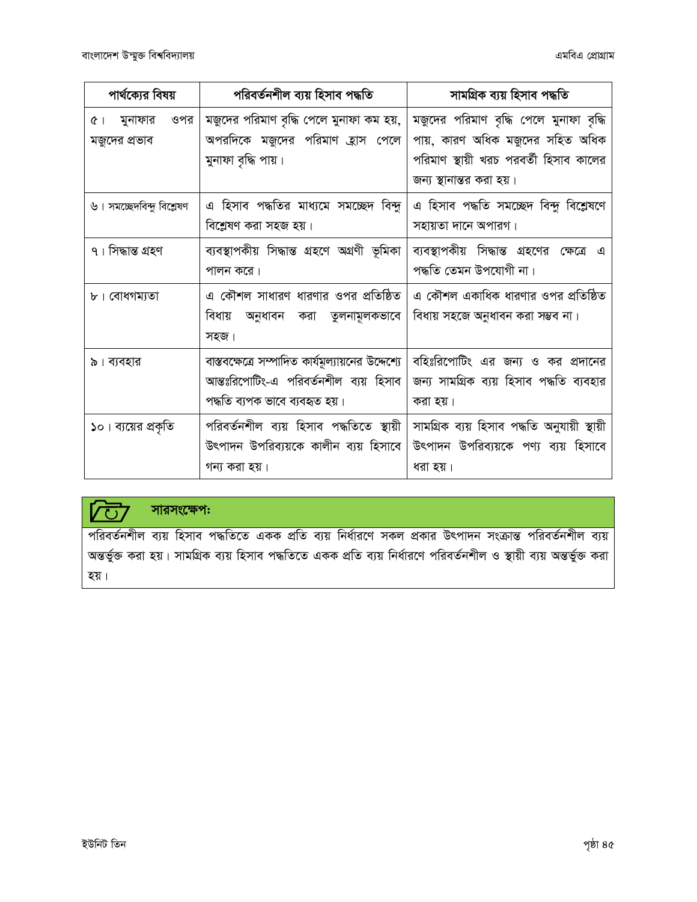| পার্থক্যের বিষয় | পরিবর্তনশীল ব্যয় হিসাব পদ্ধতি | সামগ্রিক ব্যয় হিসাব পদ্ধতি |
|---|---|---|
| ৫। মুনাফার ওপর মজুদের প্রভাব | মজুদের পরিমাণ বৃদ্ধি পেলে মুনাফা কম হয়, অপরদিকে মজুদের পরিমাণ হ্রাস পেলে মুনাফা বৃদ্ধি পায়। | মজুদের পরিমাণ বৃদ্ধি পেলে মুনাফা বৃদ্ধি পায়, কারণ অধিক মজুদের সহিত অধিক পরিমাণ স্থায়ী খরচ পরবর্তী হিসাব কালের জন্য স্থানান্তর করা হয়। |
| ৬। সমচ্ছেদবিন্দু বিশ্লেষণ | এ হিসাব পদ্ধতির মাধ্যমে সমচ্ছেদ বিন্দু বিশ্লেষণ করা সহজ হয়। | এ হিসাব পদ্ধতি সমচ্ছেদ বিন্দু বিশ্লেষণে সহায়তা দানে অপারগ। |
| ৭। সিদ্ধান্ত গ্রহণ | ব্যবস্থাপকীয় সিদ্ধান্ত গ্রহণে অগ্রণী ভূমিকা পালন করে। | ব্যবস্থাপকীয় সিদ্ধান্ত গ্রহণের ক্ষেত্রে এ পদ্ধতি তেমন উপযোগী না। |
| ৮। বোধগম্যতা | এ কৌশল সাধারণ ধারণার ওপর প্রতিষ্ঠিত বিধায় অনুধাবন করা তুলনামূলকভাবে সহজ। | এ কৌশল একাধিক ধারণার ওপর প্রতিষ্ঠিত বিধায় সহজে অনুধাবন করা সম্ভব না। |
| ৯। ব্যবহার | বাস্তবক্ষেত্রে সম্পাদিত কার্যমূল্যায়নের উদ্দেশ্যে আন্তঃরিপোটিং-এ পরিবর্তনশীল ব্যয় হিসাব পদ্ধতি ব্যপক ভাবে ব্যবহৃত হয়। | বহিঃরিপোটিং এর জন্য ও কর প্রদানের জন্য সামগ্রিক ব্যয় হিসাব পদ্ধতি ব্যবহার করা হয়। |
| ১০। ব্যয়ের প্রকৃতি | পরিবর্তনশীল ব্যয় হিসাব পদ্ধতিতে স্থায়ী উৎপাদন উপরিব্যয়কে কালীন ব্যয় হিসাবে গন্য করা হয়। | সামগ্রিক ব্যয় হিসাব পদ্ধতি অনুযায়ী স্থায়ী উৎপাদন উপরিব্যয়কে পণ্য ব্যয় হিসাবে ধরা হয়। |

**সারসংক্ষেপঃ**

পরিবর্তনশীল ব্যয় হিসাব পদ্ধতিতে একক প্রতি ব্যয় নির্ধারণে সকল প্রকার উৎপাদন সংক্রান্ত পরিবর্তনশীল ব্যয় অন্তর্ভুক্ত করা হয়। সামগ্রিক ব্যয় হিসাব পদ্ধতিতে একক প্রতি ব্যয় নির্ধারণে পরিবর্তনশীল ও স্থায়ী ব্যয় অন্তর্ভুক্ত করা হয়।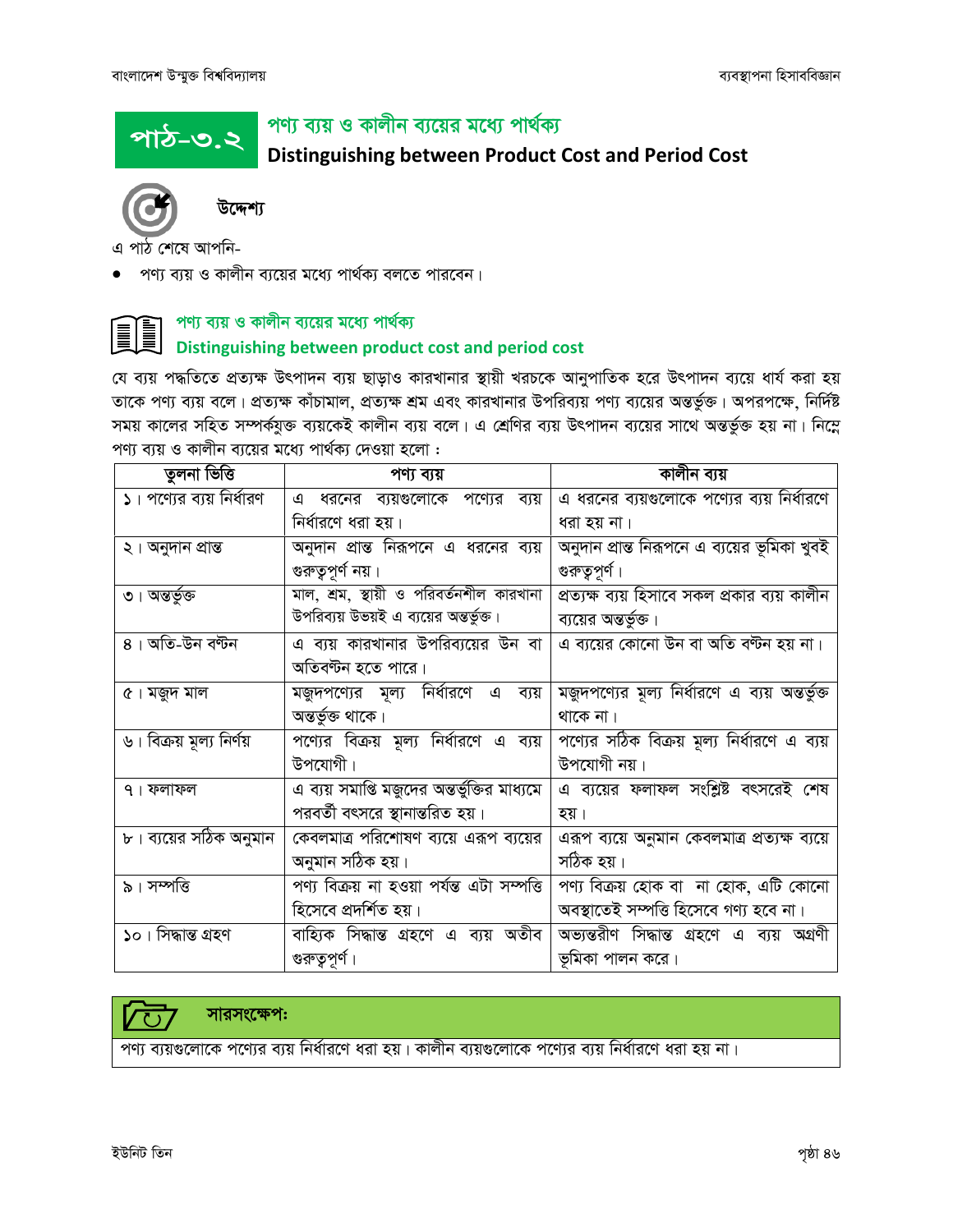# পাঠ-৩.২ পণ্য ব্যয় ও কালীন ব্যয়ের মধ্যে পার্থক্য

## Distinguishing between Product Cost and Period Cost

### উদ্দেশ্য

এ পাঠ শেষে আপনি-

- পণ্য ব্যয় ও কালীন ব্যয়ের মধ্যে পার্থক্য বলতে পারবেন।

### পণ্য ব্যয় ও কালীন ব্যয়ের মধ্যে পার্থক্য

### Distinguishing between product cost and period cost

যে ব্যয় পদ্ধতিতে প্রত্যক্ষ উৎপাদন ব্যয় ছাড়াও কারখানার স্থায়ী খরচকে আনুপাতিক হারে উৎপাদন ব্যয়ে ধার্য করা হয় তাকে পণ্য ব্যয় বলে। প্রত্যক্ষ কাঁচামাল, প্রত্যক্ষ শ্রম এবং কারখানার উপরিব্যয় পণ্য ব্যয়ের অন্তর্ভুক্ত। অপরপক্ষে, নির্দিষ্ট সময় কালের সহিত সম্পর্কযুক্ত ব্যয়কেই কালীন ব্যয় বলে। এ শ্রেণির ব্যয় উৎপাদন ব্যয়ের সাথে অন্তর্ভুক্ত হয় না। নিম্নে পণ্য ব্যয় ও কালীন ব্যয়ের মধ্যে পার্থক্য দেওয়া হলো :

| তুলনা ভিত্তি | পণ্য ব্যয় | কালীন ব্যয় |
|---|---|---|
| ১। পণ্যের ব্যয় নির্ধারণ | এ ধরনের ব্যয়গুলোকে পণ্যের ব্যয় নির্ধারণে ধরা হয়। | এ ধরনের ব্যয়গুলোকে পণ্যের ব্যয় নির্ধারণে ধরা হয় না। |
| ২। অনুদান প্রান্ত | অনুদান প্রান্ত নিরূপনে এ ধরনের ব্যয় গুরুত্বপূর্ণ নয়। | অনুদান প্রান্ত নিরূপনে এ ব্যয়ের ভূমিকা খুবই গুরুত্বপূর্ণ। |
| ৩। অন্তর্ভুক্ত | মাল, শ্রম, স্থায়ী ও পরিবর্তনশীল কারখানা উপরিব্যয় উভয়ই এ ব্যয়ের অন্তর্ভুক্ত। | প্রত্যক্ষ ব্যয় হিসাবে সকল প্রকার ব্যয় কালীন ব্যয়ের অন্তর্ভুক্ত। |
| ৪। অতি-উন বণ্টন | এ ব্যয় কারখানার উপরিব্যয়ের উন বা অতিবণ্টন হতে পারে। | এ ব্যয়ের কোনো উন বা অতি বণ্টন হয় না। |
| ৫। মজুদ মাল | মজুদপণ্যের মূল্য নির্ধারণে এ ব্যয় অন্তর্ভুক্ত থাকে। | মজুদপণ্যের মূল্য নির্ধারণে এ ব্যয় অন্তর্ভুক্ত থাকে না। |
| ৬। বিক্রয় মূল্য নির্ণয় | পণ্যের বিক্রয় মূল্য নির্ধারণে এ ব্যয় উপযোগী। | পণ্যের সঠিক বিক্রয় মূল্য নির্ধারণে এ ব্যয় উপযোগী নয়। |
| ৭। ফলাফল | এ ব্যয় সমাপ্তি মজুদের অন্তর্ভুক্তির মাধ্যমে পরবর্তী বৎসরে স্থানান্তরিত হয়। | এ ব্যয়ের ফলাফল সংশ্লিষ্ট বৎসরেই শেষ হয়। |
| ৮। ব্যয়ের সঠিক অনুমান | কেবলমাত্র পরিশোষণ ব্যয়ে এরূপ ব্যয়ের অনুমান সঠিক হয়। | এরূপ ব্যয়ে অনুমান কেবলমাত্র প্রত্যক্ষ ব্যয়ে সঠিক হয়। |
| ৯। সম্পত্তি | পণ্য বিক্রয় না হওয়া পর্যন্ত এটা সম্পত্তি হিসেবে প্রদর্শিত হয়। | পণ্য বিক্রয় হোক বা না হোক, এটি কোনো অবস্থাতেই সম্পত্তি হিসেবে গণ্য হবে না। |
| ১০। সিদ্ধান্ত গ্রহণ | বাহ্যিক সিদ্ধান্ত গ্রহণে এ ব্যয় অতীব গুরুত্বপূর্ণ। | অভ্যন্তরীণ সিদ্ধান্ত গ্রহণে এ ব্যয় অগ্রণী ভূমিকা পালন করে। |

### সারসংক্ষেপ:

পণ্য ব্যয়গুলোকে পণ্যের ব্যয় নির্ধারণে ধরা হয়। কালীন ব্যয়গুলোকে পণ্যের ব্যয় নির্ধারণে ধরা হয় না।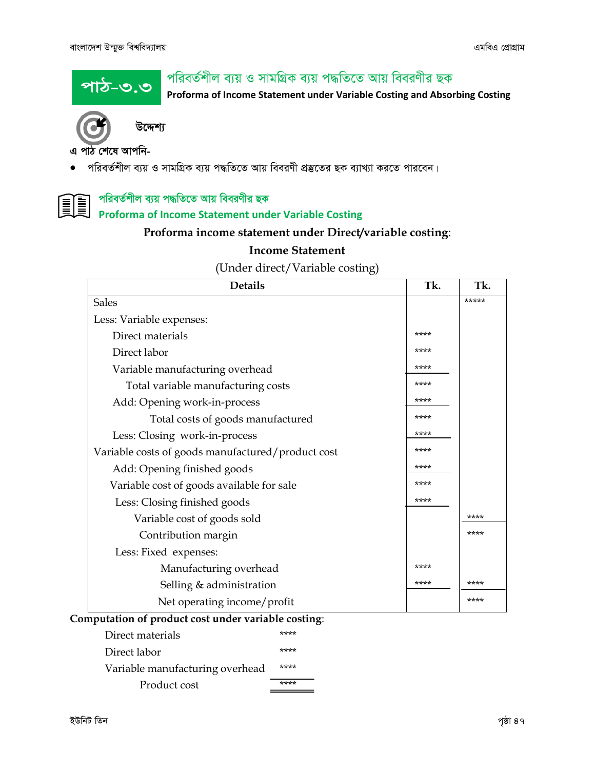# পাঠ-৩.৩ পরিবর্তশীল ব্যয় ও সামগ্রিক ব্যয় পদ্ধতিতে আয় বিবরণীর ছক

**Proforma of Income Statement under Variable Costing and Absorbing Costing**

## উদ্দেশ্য

এ পাঠ শেষে আপনি-

- পরিবর্তশীল ব্যয় ও সামগ্রিক ব্যয় পদ্ধতিতে আয় বিবরণী প্রস্তুতের ছক ব্যাখ্যা করতে পারবেন।

## পরিবর্তশীল ব্যয় পদ্ধতিতে আয় বিবরণীর ছক

### Proforma of Income Statement under Variable Costing

**Proforma income statement under Direct/variable costing**:

**Income Statement**

(Under direct/Variable costing)

| Details | Tk. | Tk. |
|---|---|---|
| Sales | | ***** |
| Less: Variable expenses: | | |
| Direct materials | **** | |
| Direct labor | **** | |
| Variable manufacturing overhead | **** | |
| Total variable manufacturing costs | **** | |
| Add: Opening work-in-process | **** | |
| Total costs of goods manufactured | **** | |
| Less: Closing work-in-process | **** | |
| Variable costs of goods manufactured/product cost | **** | |
| Add: Opening finished goods | **** | |
| Variable cost of goods available for sale | **** | |
| Less: Closing finished goods | **** | |
| Variable cost of goods sold | | **** |
| Contribution margin | | **** |
| Less: Fixed expenses: | | |
| Manufacturing overhead | **** | |
| Selling & administration | **** | **** |
| Net operating income/profit | | **** |

**Computation of product cost under variable costing**:

| | |
|---|---|
| Direct materials | **** |
| Direct labor | **** |
| Variable manufacturing overhead | **** |
| Product cost | **** |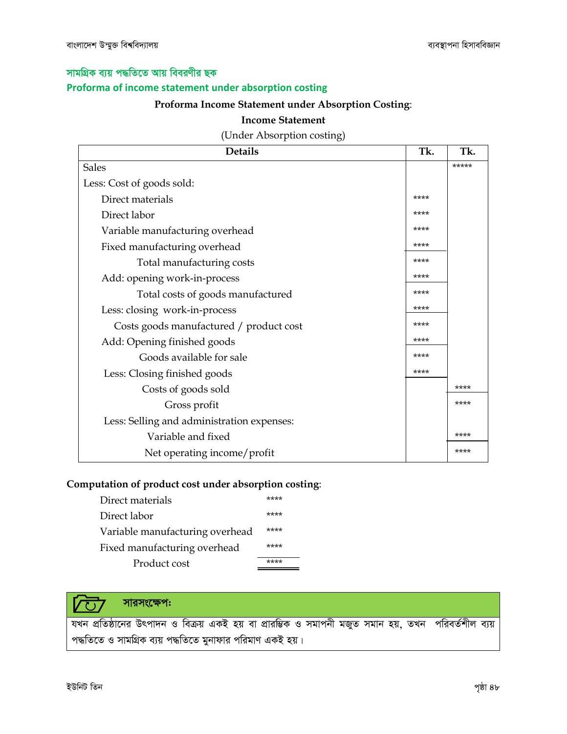## সামগ্রিক ব্যয় পদ্ধতিতে আয় বিবরণীর ছক

### Proforma of income statement under absorption costing

**Proforma Income Statement under Absorption Costing**:

**Income Statement**

(Under Absorption costing)

| Details | Tk. | Tk. |
|---|---|---|
| Sales | | ***** |
| Less: Cost of goods sold: | | |
| Direct materials | **** | |
| Direct labor | **** | |
| Variable manufacturing overhead | **** | |
| Fixed manufacturing overhead | **** | |
| Total manufacturing costs | **** | |
| Add: opening work-in-process | **** | |
| Total costs of goods manufactured | **** | |
| Less: closing work-in-process | **** | |
| Costs goods manufactured / product cost | **** | |
| Add: Opening finished goods | **** | |
| Goods available for sale | **** | |
| Less: Closing finished goods | **** | |
| Costs of goods sold | | **** |
| Gross profit | | **** |
| Less: Selling and administration expenses: | | |
| Variable and fixed | | **** |
| Net operating income/profit | | **** |

**Computation of product cost under absorption costing**:

| | |
|---|---|
| Direct materials | **** |
| Direct labor | **** |
| Variable manufacturing overhead | **** |
| Fixed manufacturing overhead | **** |
| Product cost | **** |

**সারসংক্ষেপ:**

যখন প্রতিষ্ঠানের উৎপাদন ও বিক্রয় একই হয় বা প্রারম্ভিক ও সমাপনী মজুত সমান হয়, তখন পরিবর্তনশীল ব্যয় পদ্ধতিতে ও সামগ্রিক ব্যয় পদ্ধতিতে মুনাফার পরিমাণ একই হয়।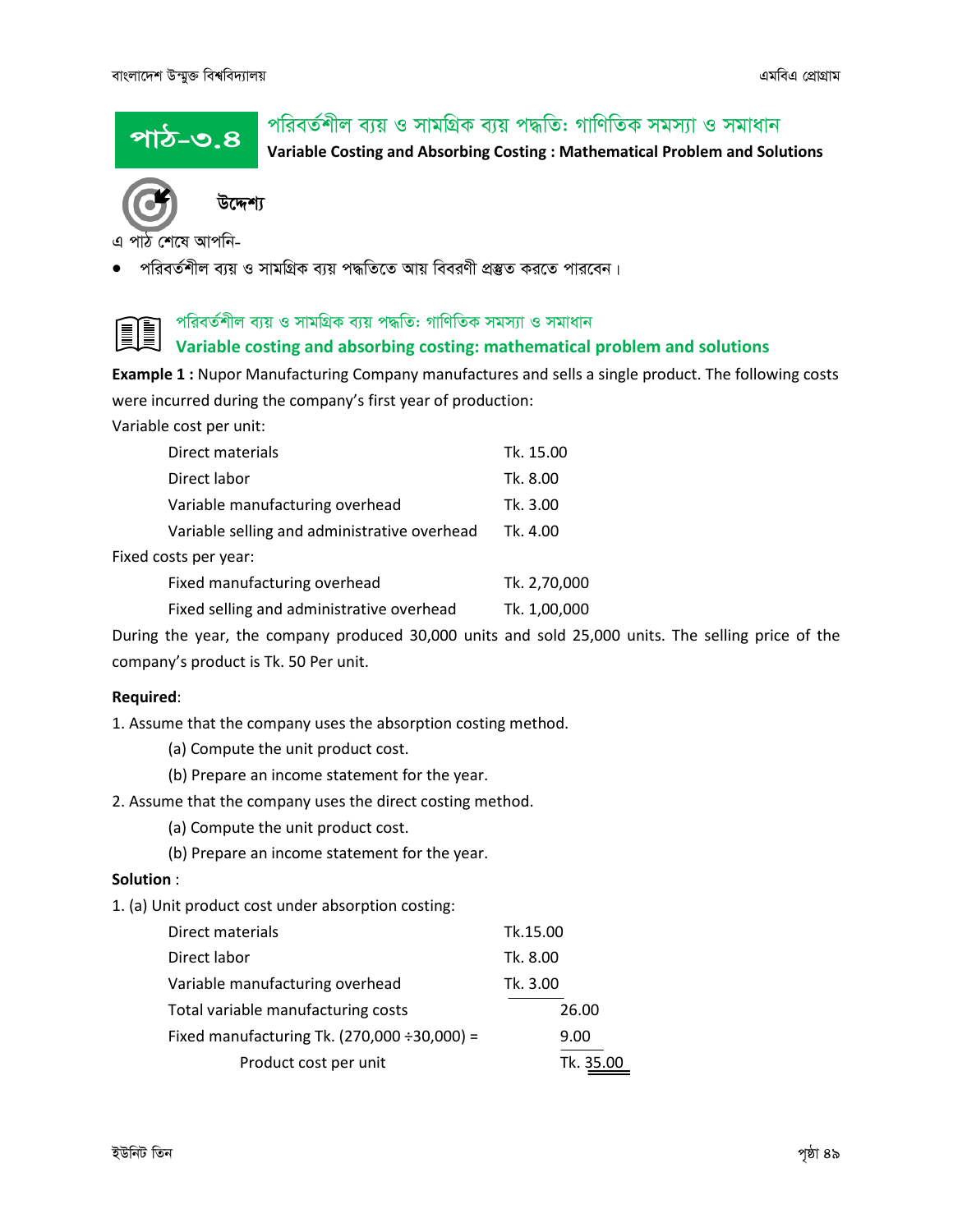# পাঠ-৩.৪ পরিবর্তশীল ব্যয় ও সামগ্রিক ব্যয় পদ্ধতি: গাণিতিক সমস্যা ও সমাধান

**Variable Costing and Absorbing Costing : Mathematical Problem and Solutions**

**উদ্দেশ্য**

এ পাঠ শেষে আপনি-

- পরিবর্তশীল ব্যয় ও সামগ্রিক ব্যয় পদ্ধতিতে আয় বিবরণী প্রস্তুত করতে পারবেন।

## পরিবর্তশীল ব্যয় ও সামগ্রিক ব্যয় পদ্ধতি: গাণিতিক সমস্যা ও সমাধান

## Variable costing and absorbing costing: mathematical problem and solutions

**Example 1 :** Nupor Manufacturing Company manufactures and sells a single product. The following costs were incurred during the company's first year of production:

Variable cost per unit:

| | |
|---|---|
| Direct materials | Tk. 15.00 |
| Direct labor | Tk. 8.00 |
| Variable manufacturing overhead | Tk. 3.00 |
| Variable selling and administrative overhead | Tk. 4.00 |

Fixed costs per year:

| | |
|---|---|
| Fixed manufacturing overhead | Tk. 2,70,000 |
| Fixed selling and administrative overhead | Tk. 1,00,000 |

During the year, the company produced 30,000 units and sold 25,000 units. The selling price of the company's product is Tk. 50 Per unit.

**Required**:

1. Assume that the company uses the absorption costing method.
   (a) Compute the unit product cost.
   (b) Prepare an income statement for the year.
2. Assume that the company uses the direct costing method.
   (a) Compute the unit product cost.
   (b) Prepare an income statement for the year.

**Solution** :

1. (a) Unit product cost under absorption costing:

| | | |
|---|---|---|
| Direct materials | Tk.15.00 | |
| Direct labor | Tk. 8.00 | |
| Variable manufacturing overhead | Tk. 3.00 | |
| Total variable manufacturing costs | | 26.00 |
| Fixed manufacturing Tk. (270,000 ÷30,000) = | | 9.00 |
| Product cost per unit | | Tk. 35.00 |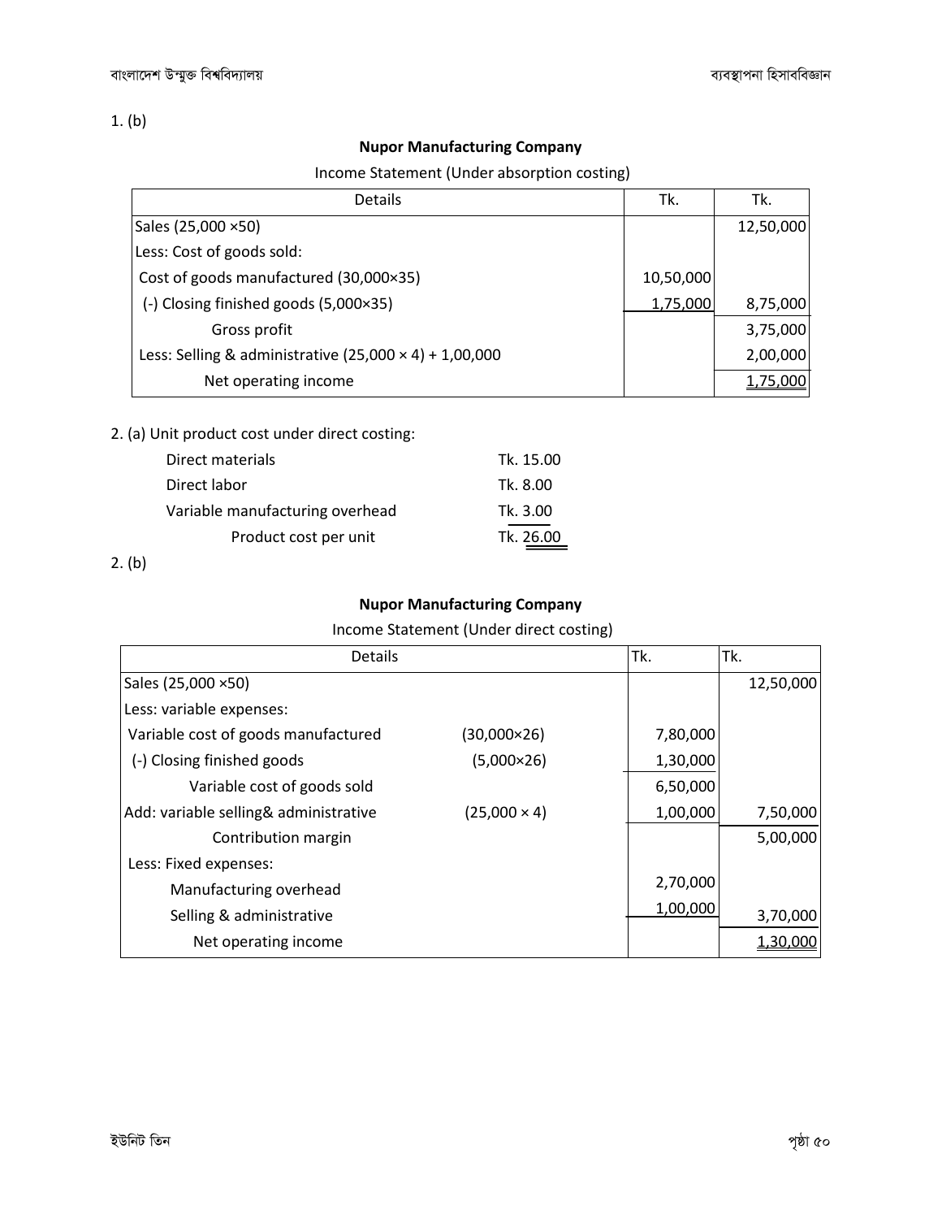1. (b)

**Nupor Manufacturing Company**

Income Statement (Under absorption costing)

| Details | Tk. | Tk. |
|---|---|---|
| Sales (25,000 ×50) | | 12,50,000 |
| Less: Cost of goods sold: | | |
| Cost of goods manufactured (30,000×35) | 10,50,000 | |
| (-) Closing finished goods (5,000×35) | 1,75,000 | 8,75,000 |
| Gross profit | | 3,75,000 |
| Less: Selling & administrative (25,000 × 4) + 1,00,000 | | 2,00,000 |
| Net operating income | | 1,75,000 |

2. (a) Unit product cost under direct costing:

| | |
|---|---|
| Direct materials | Tk. 15.00 |
| Direct labor | Tk. 8.00 |
| Variable manufacturing overhead | Tk. 3.00 |
| Product cost per unit | Tk. 26.00 |

2. (b)

**Nupor Manufacturing Company**

Income Statement (Under direct costing)

| Details | | Tk. | Tk. |
|---|---|---|---|
| Sales (25,000 ×50) | | | 12,50,000 |
| Less: variable expenses: | | | |
| Variable cost of goods manufactured | (30,000×26) | 7,80,000 | |
| (-) Closing finished goods | (5,000×26) | 1,30,000 | |
| Variable cost of goods sold | | 6,50,000 | |
| Add: variable selling& administrative | (25,000 × 4) | 1,00,000 | 7,50,000 |
| Contribution margin | | | 5,00,000 |
| Less: Fixed expenses: | | | |
| Manufacturing overhead | | 2,70,000 | |
| Selling & administrative | | 1,00,000 | 3,70,000 |
| Net operating income | | | 1,30,000 |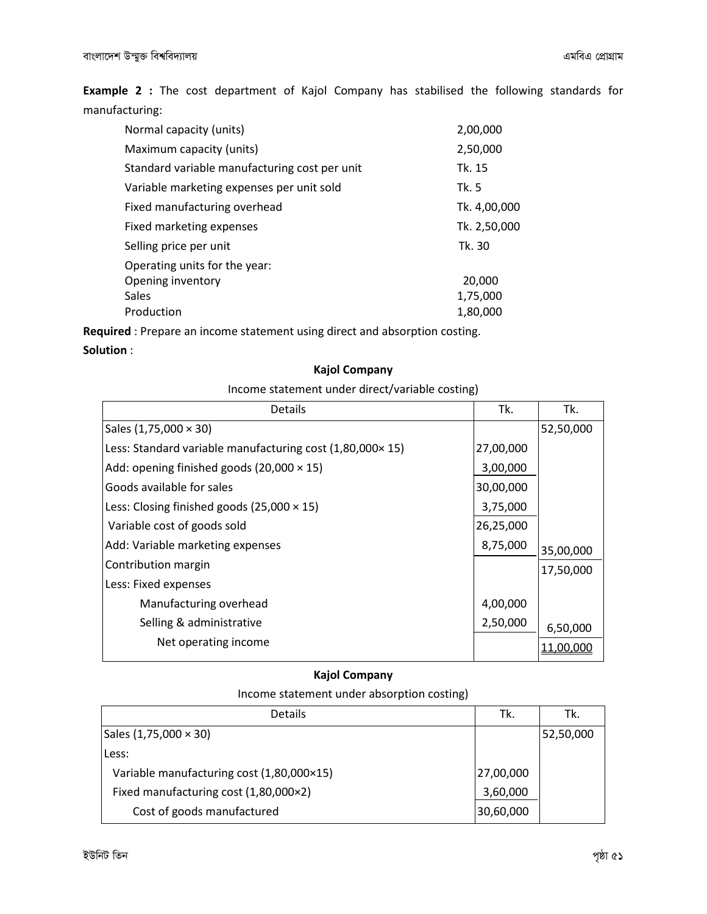**Example 2 :** The cost department of Kajol Company has stabilised the following standards for manufacturing:

| | |
|---|---|
| Normal capacity (units) | 2,00,000 |
| Maximum capacity (units) | 2,50,000 |
| Standard variable manufacturing cost per unit | Tk. 15 |
| Variable marketing expenses per unit sold | Tk. 5 |
| Fixed manufacturing overhead | Tk. 4,00,000 |
| Fixed marketing expenses | Tk. 2,50,000 |
| Selling price per unit | Tk. 30 |
| Operating units for the year: | |
| Opening inventory | 20,000 |
| Sales | 1,75,000 |
| Production | 1,80,000 |

**Required** : Prepare an income statement using direct and absorption costing.

**Solution** :

**Kajol Company**

Income statement under direct/variable costing)

| Details | Tk. | Tk. |
|---|---|---|
| Sales (1,75,000 × 30) | | 52,50,000 |
| Less: Standard variable manufacturing cost (1,80,000× 15) | 27,00,000 | |
| Add: opening finished goods (20,000 × 15) | 3,00,000 | |
| Goods available for sales | 30,00,000 | |
| Less: Closing finished goods (25,000 × 15) | 3,75,000 | |
| Variable cost of goods sold | 26,25,000 | |
| Add: Variable marketing expenses | 8,75,000 | 35,00,000 |
| Contribution margin | | 17,50,000 |
| Less: Fixed expenses | | |
| Manufacturing overhead | 4,00,000 | |
| Selling & administrative | 2,50,000 | 6,50,000 |
| Net operating income | | 11,00,000 |

**Kajol Company**

Income statement under absorption costing)

| Details | Tk. | Tk. |
|---|---|---|
| Sales (1,75,000 × 30) | | 52,50,000 |
| Less: | | |
| Variable manufacturing cost (1,80,000×15) | 27,00,000 | |
| Fixed manufacturing cost (1,80,000×2) | 3,60,000 | |
| Cost of goods manufactured | 30,60,000 | |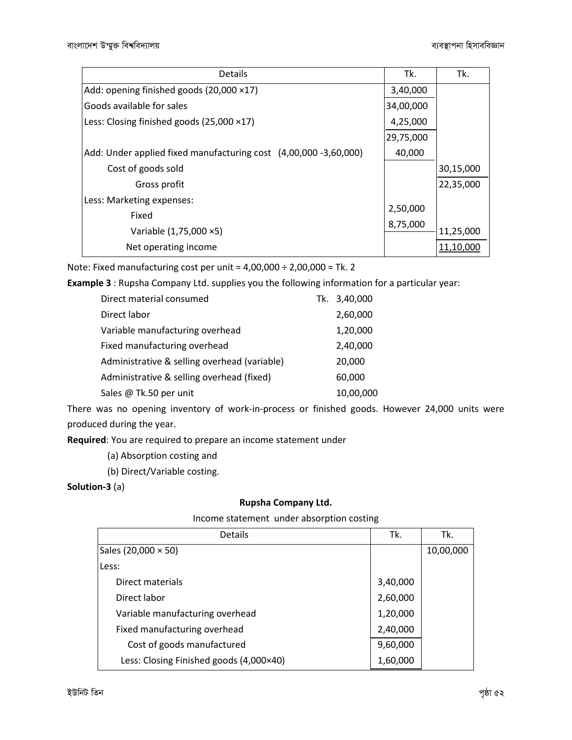| Details | Tk. | Tk. |
|---|---|---|
| Add: opening finished goods (20,000 ×17) | 3,40,000 | |
| Goods available for sales | 34,00,000 | |
| Less: Closing finished goods (25,000 ×17) | 4,25,000 | |
| | 29,75,000 | |
| Add: Under applied fixed manufacturing cost (4,00,000 -3,60,000) | 40,000 | |
| Cost of goods sold | | 30,15,000 |
| Gross profit | | 22,35,000 |
| Less: Marketing expenses: | | |
| Fixed | 2,50,000 | |
| Variable (1,75,000 ×5) | 8,75,000 | 11,25,000 |
| Net operating income | | 11,10,000 |

Note: Fixed manufacturing cost per unit = 4,00,000 ÷ 2,00,000 = Tk. 2

**Example 3** : Rupsha Company Ltd. supplies you the following information for a particular year:

| | |
|---|---|
| Direct material consumed | Tk. 3,40,000 |
| Direct labor | 2,60,000 |
| Variable manufacturing overhead | 1,20,000 |
| Fixed manufacturing overhead | 2,40,000 |
| Administrative & selling overhead (variable) | 20,000 |
| Administrative & selling overhead (fixed) | 60,000 |
| Sales @ Tk.50 per unit | 10,00,000 |

There was no opening inventory of work-in-process or finished goods. However 24,000 units were produced during the year.

**Required**: You are required to prepare an income statement under

(a) Absorption costing and

(b) Direct/Variable costing.

**Solution-3** (a)

**Rupsha Company Ltd.**

Income statement under absorption costing

| Details | Tk. | Tk. |
|---|---|---|
| Sales (20,000 × 50) | | 10,00,000 |
| Less: | | |
| Direct materials | 3,40,000 | |
| Direct labor | 2,60,000 | |
| Variable manufacturing overhead | 1,20,000 | |
| Fixed manufacturing overhead | 2,40,000 | |
| Cost of goods manufactured | 9,60,000 | |
| Less: Closing Finished goods (4,000×40) | 1,60,000 | |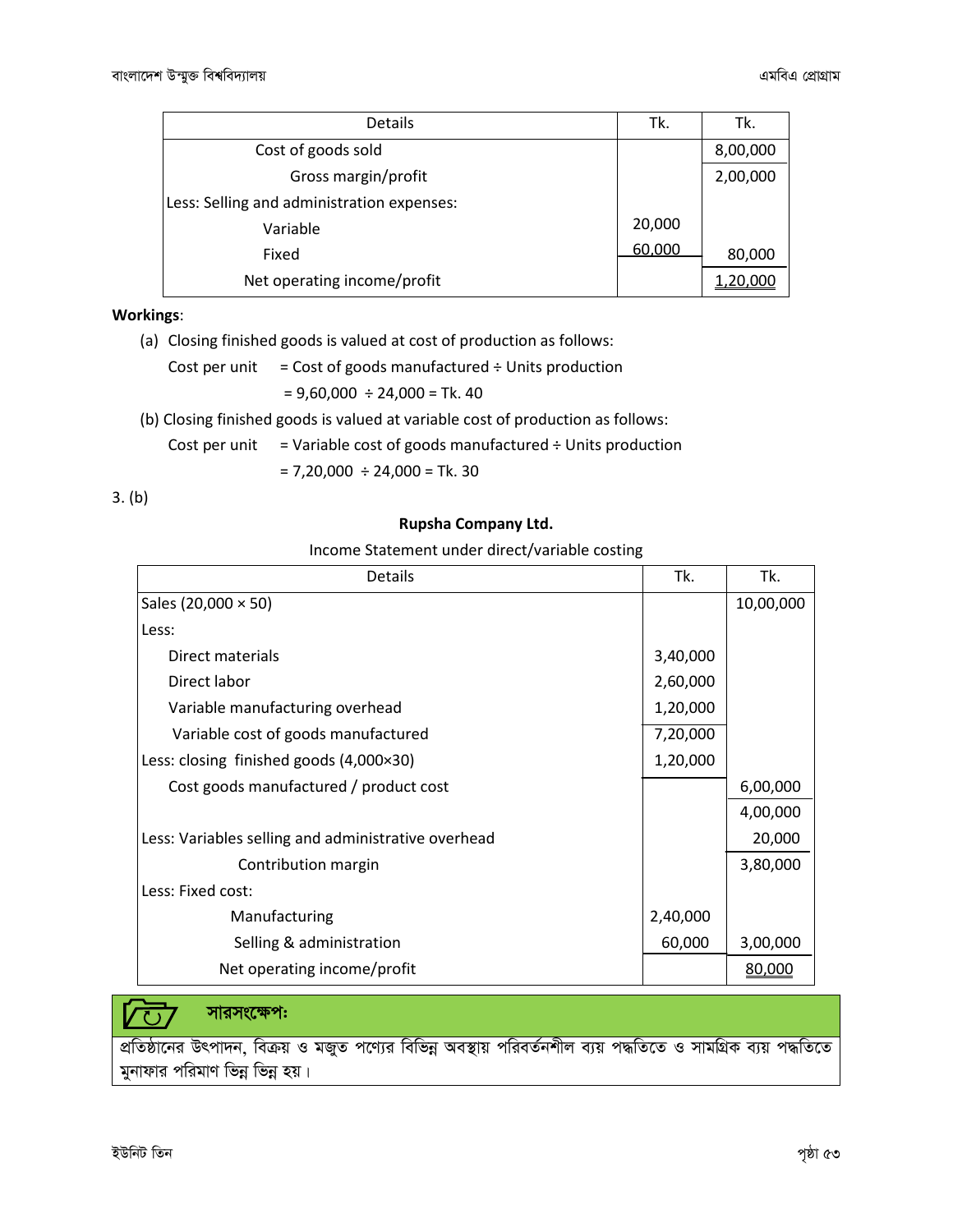| Details | Tk. | Tk. |
|---|---|---|
| Cost of goods sold | | 8,00,000 |
| Gross margin/profit | | 2,00,000 |
| Less: Selling and administration expenses: | | |
| Variable | 20,000 | |
| Fixed | 60,000 | 80,000 |
| Net operating income/profit | | 1,20,000 |

**Workings**:

(a) Closing finished goods is valued at cost of production as follows:

Cost per unit = Cost of goods manufactured ÷ Units production

= 9,60,000 ÷ 24,000 = Tk. 40

(b) Closing finished goods is valued at variable cost of production as follows:

Cost per unit = Variable cost of goods manufactured ÷ Units production

= 7,20,000 ÷ 24,000 = Tk. 30

3. (b)

**Rupsha Company Ltd.**

Income Statement under direct/variable costing

| Details | Tk. | Tk. |
|---|---|---|
| Sales (20,000 × 50) | | 10,00,000 |
| Less: | | |
| Direct materials | 3,40,000 | |
| Direct labor | 2,60,000 | |
| Variable manufacturing overhead | 1,20,000 | |
| Variable cost of goods manufactured | 7,20,000 | |
| Less: closing finished goods (4,000×30) | 1,20,000 | |
| Cost goods manufactured / product cost | | 6,00,000 |
| | | 4,00,000 |
| Less: Variables selling and administrative overhead | | 20,000 |
| Contribution margin | | 3,80,000 |
| Less: Fixed cost: | | |
| Manufacturing | 2,40,000 | |
| Selling & administration | 60,000 | 3,00,000 |
| Net operating income/profit | | 80,000 |

**সারসংক্ষেপঃ**

প্রতিষ্ঠানের উৎপাদন, বিক্রয় ও মজুত পণ্যের বিভিন্ন অবস্থায় পরিবর্তনশীল ব্যয় পদ্ধতিতে ও সামগ্রিক ব্যয় পদ্ধতিতে মুনাফার পরিমাণ ভিন্ন ভিন্ন হয়।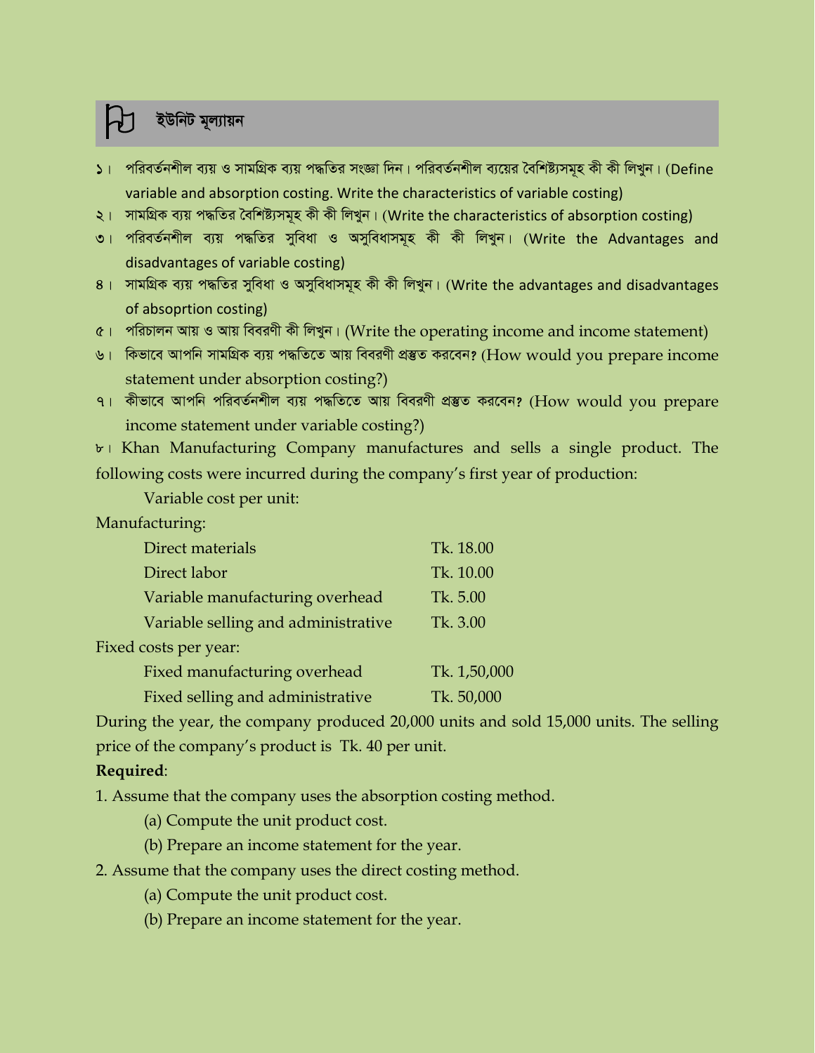## ইউনিট মূল্যায়ন

১। পরিবর্তনশীল ব্যয় ও সামগ্রিক ব্যয় পদ্ধতির সংজ্ঞা দিন। পরিবর্তনশীল ব্যয়ের বৈশিষ্ট্যসমূহ কী কী লিখুন। (Define variable and absorption costing. Write the characteristics of variable costing)

২। সামগ্রিক ব্যয় পদ্ধতির বৈশিষ্ট্যসমূহ কী কী লিখুন। (Write the characteristics of absorption costing)

৩। পরিবর্তনশীল ব্যয় পদ্ধতির সুবিধা ও অসুবিধাসমূহ কী কী লিখুন। (Write the Advantages and disadvantages of variable costing)

৪। সামগ্রিক ব্যয় পদ্ধতির সুবিধা ও অসুবিধাসমূহ কী কী লিখুন। (Write the advantages and disadvantages of absoprtion costing)

৫। পরিচালন আয় ও আয় বিবরণী কী লিখুন। (Write the operating income and income statement)

৬। কিভাবে আপনি সামগ্রিক ব্যয় পদ্ধতিতে আয় বিবরণী প্রস্তুত করবেন? (How would you prepare income statement under absorption costing?)

৭। কীভাবে আপনি পরিবর্তনশীল ব্যয় পদ্ধতিতে আয় বিবরণী প্রস্তুত করবেন? (How would you prepare income statement under variable costing?)

৮। Khan Manufacturing Company manufactures and sells a single product. The following costs were incurred during the company's first year of production:

Variable cost per unit:

Manufacturing:

| | |
|---|---|
| Direct materials | Tk. 18.00 |
| Direct labor | Tk. 10.00 |
| Variable manufacturing overhead | Tk. 5.00 |
| Variable selling and administrative | Tk. 3.00 |

Fixed costs per year:

| | |
|---|---|
| Fixed manufacturing overhead | Tk. 1,50,000 |
| Fixed selling and administrative | Tk. 50,000 |

During the year, the company produced 20,000 units and sold 15,000 units. The selling price of the company's product is Tk. 40 per unit.

**Required**:

1. Assume that the company uses the absorption costing method.
   (a) Compute the unit product cost.
   (b) Prepare an income statement for the year.
2. Assume that the company uses the direct costing method.
   (a) Compute the unit product cost.
   (b) Prepare an income statement for the year.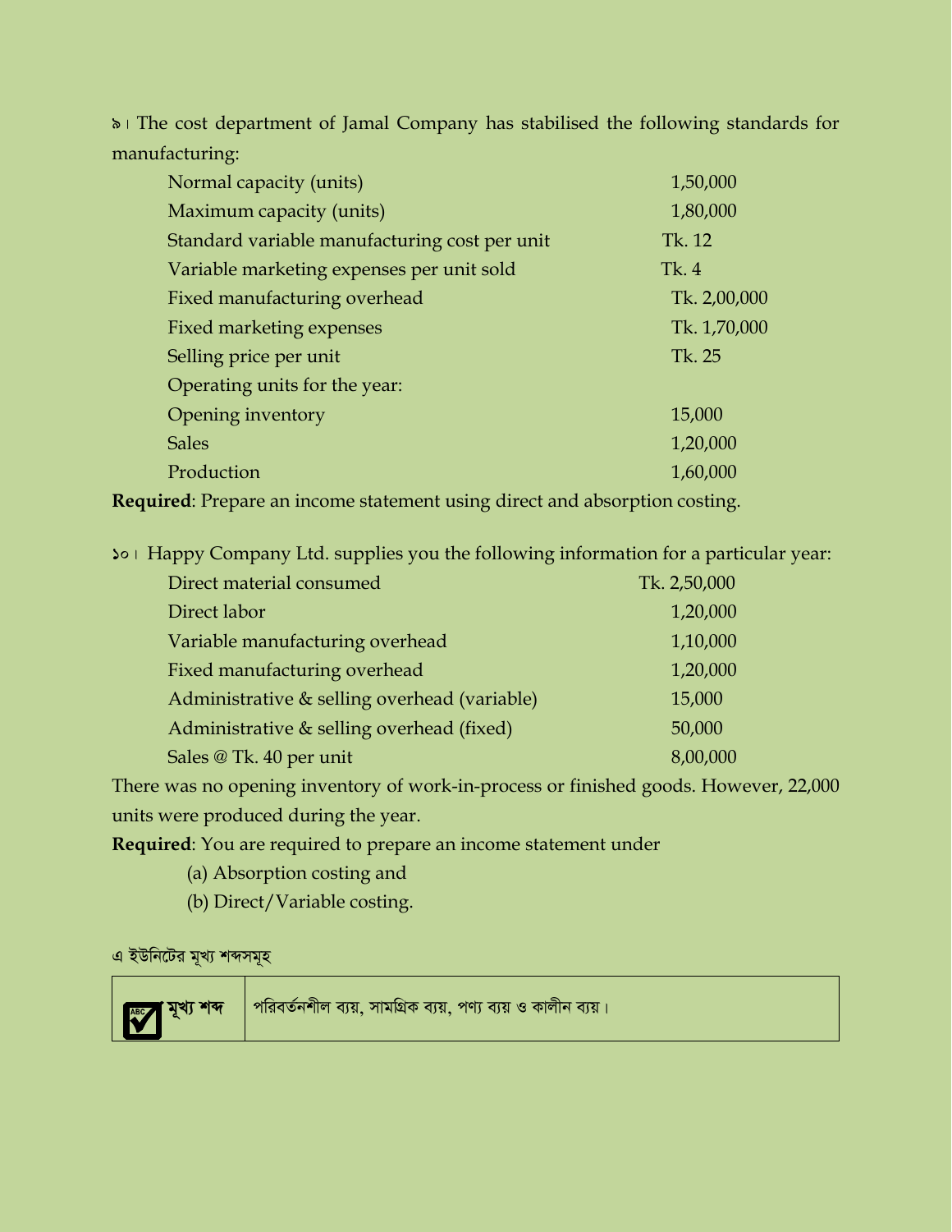৯। The cost department of Jamal Company has stabilised the following standards for manufacturing:

| | |
|---|---|
| Normal capacity (units) | 1,50,000 |
| Maximum capacity (units) | 1,80,000 |
| Standard variable manufacturing cost per unit | Tk. 12 |
| Variable marketing expenses per unit sold | Tk. 4 |
| Fixed manufacturing overhead | Tk. 2,00,000 |
| Fixed marketing expenses | Tk. 1,70,000 |
| Selling price per unit | Tk. 25 |
| Operating units for the year: | |
| Opening inventory | 15,000 |
| Sales | 1,20,000 |
| Production | 1,60,000 |

**Required**: Prepare an income statement using direct and absorption costing.

১০। Happy Company Ltd. supplies you the following information for a particular year:

| | |
|---|---|
| Direct material consumed | Tk. 2,50,000 |
| Direct labor | 1,20,000 |
| Variable manufacturing overhead | 1,10,000 |
| Fixed manufacturing overhead | 1,20,000 |
| Administrative & selling overhead (variable) | 15,000 |
| Administrative & selling overhead (fixed) | 50,000 |
| Sales @ Tk. 40 per unit | 8,00,000 |

There was no opening inventory of work-in-process or finished goods. However, 22,000 units were produced during the year.

**Required**: You are required to prepare an income statement under

(a) Absorption costing and

(b) Direct/Variable costing.

এ ইউনিটের মূখ্য শব্দসমূহ

| | |
|---|---|
| **মূখ্য শব্দ** | পরিবর্তনশীল ব্যয়, সামগ্রিক ব্যয়, পণ্য ব্যয় ও কালীন ব্যয়। |